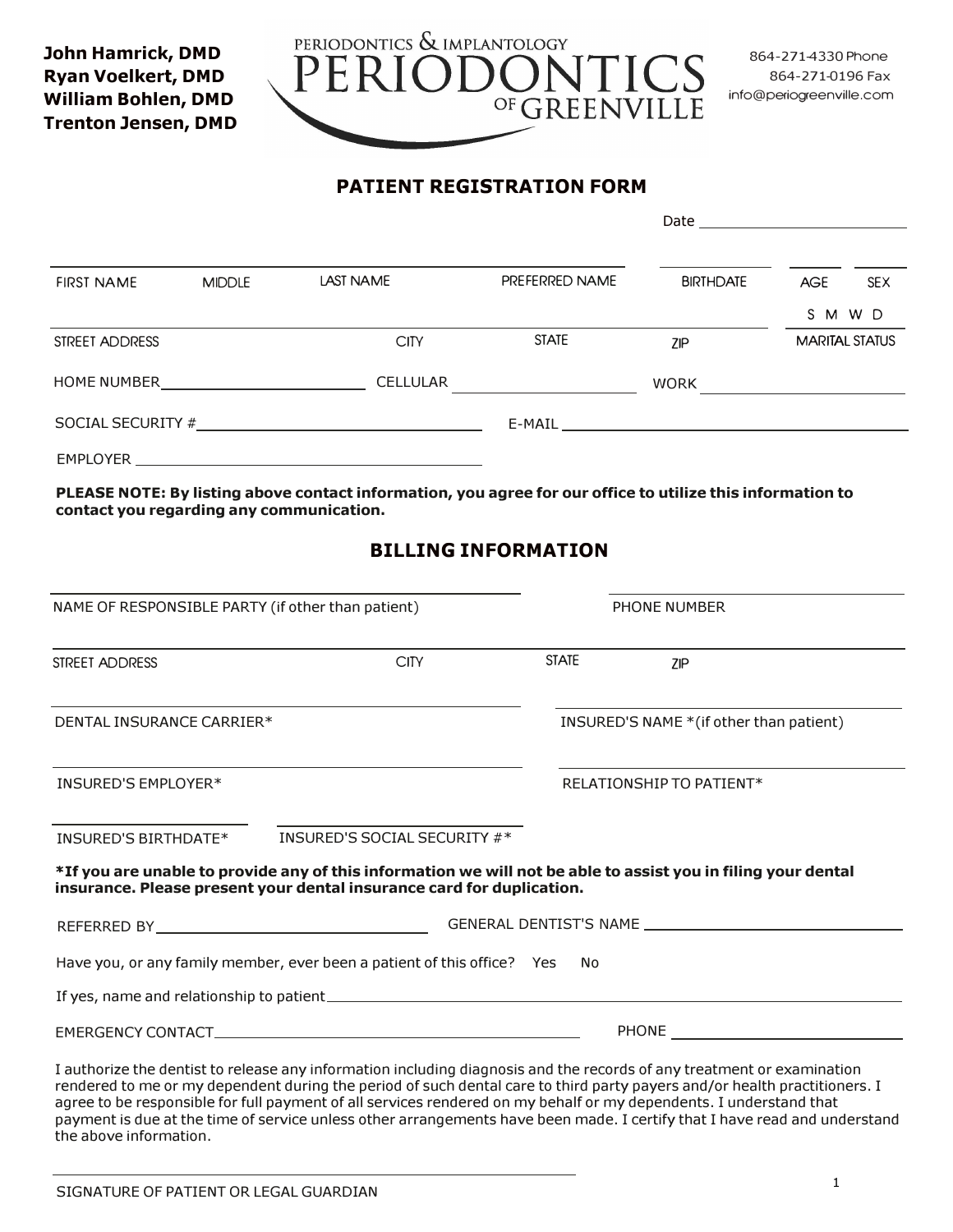**John Hamrick, DMD**
**Ryan Voelkert, DMD**
**William Bohlen, DMD**
**Trenton Jensen, DMD**

PERIODONTICS & IMPLANTOLOGY
PERIODONTICS OF GREENVILLE

864-271-4330 Phone
864-271-0196 Fax
info@periogreenville.com

## PATIENT REGISTRATION FORM

Date ______________________

FIRST NAME ______ MIDDLE ______ LAST NAME ______ PREFERRED NAME ______ BIRTHDATE ______ AGE ______ SEX ______

STREET ADDRESS ______ CITY ______ STATE ______ ZIP ______ MARITAL STATUS S M W D

HOME NUMBER ______________________ CELLULAR ______________________ WORK ______________________

SOCIAL SECURITY # ______________________ E-MAIL ______________________

EMPLOYER ______________________

**PLEASE NOTE: By listing above contact information, you agree for our office to utilize this information to contact you regarding any communication.**

## BILLING INFORMATION

NAME OF RESPONSIBLE PARTY (if other than patient) ______________________ PHONE NUMBER ______________________

STREET ADDRESS ______ CITY ______ STATE ______ ZIP ______

DENTAL INSURANCE CARRIER* ______________________ INSURED'S NAME *(if other than patient) ______________________

INSURED'S EMPLOYER* ______________________ RELATIONSHIP TO PATIENT* ______________________

INSURED'S BIRTHDATE* ______________________ INSURED'S SOCIAL SECURITY #* ______________________

**\*If you are unable to provide any of this information we will not be able to assist you in filing your dental insurance. Please present your dental insurance card for duplication.**

REFERRED BY ______________________ GENERAL DENTIST'S NAME ______________________

Have you, or any family member, ever been a patient of this office? Yes No

If yes, name and relationship to patient ______________________

EMERGENCY CONTACT ______________________ PHONE ______________________

I authorize the dentist to release any information including diagnosis and the records of any treatment or examination rendered to me or my dependent during the period of such dental care to third party payers and/or health practitioners. I agree to be responsible for full payment of all services rendered on my behalf or my dependents. I understand that payment is due at the time of service unless other arrangements have been made. I certify that I have read and understand the above information.

______________________
SIGNATURE OF PATIENT OR LEGAL GUARDIAN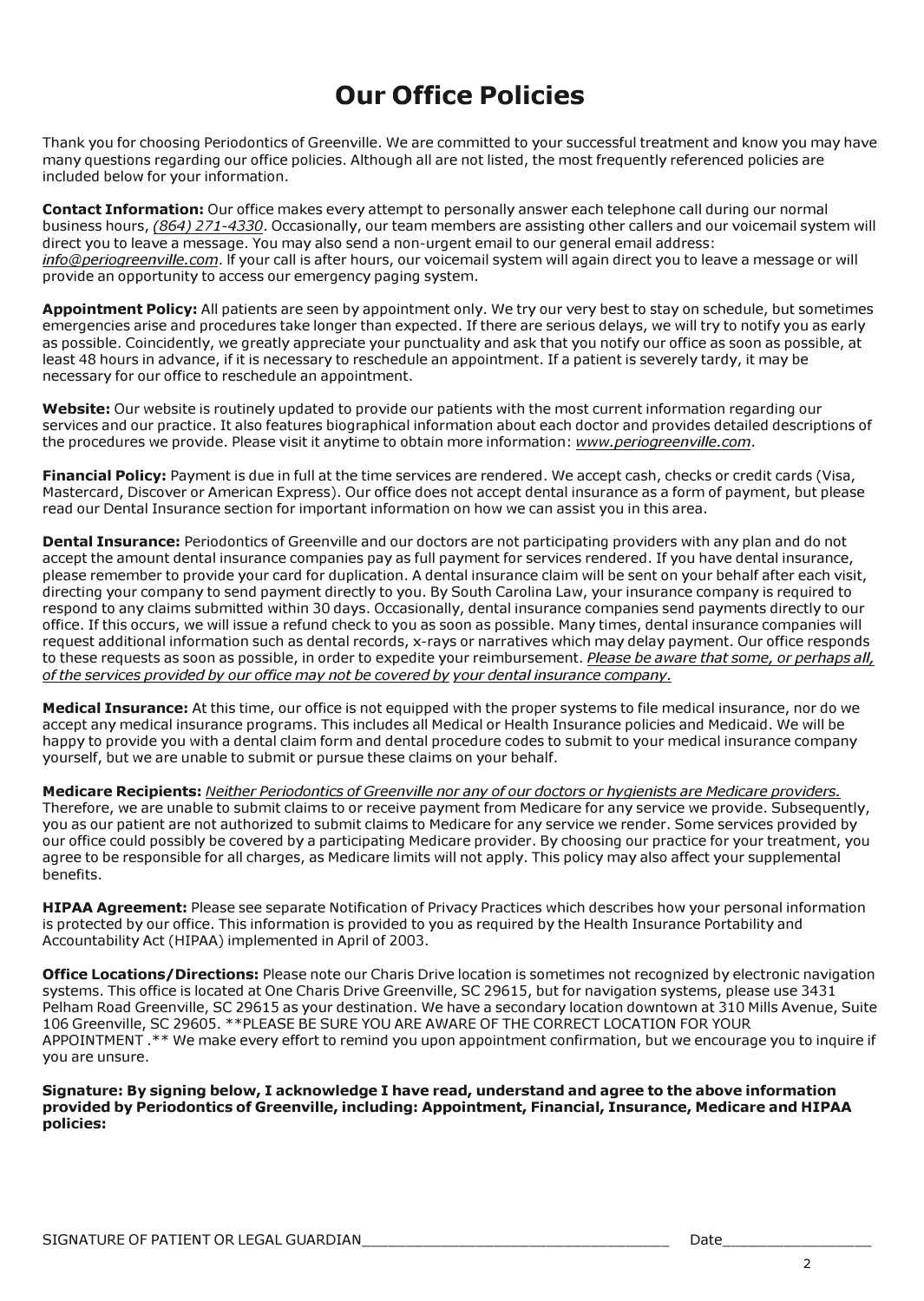# Our Office Policies

Thank you for choosing Periodontics of Greenville. We are committed to your successful treatment and know you may have many questions regarding our office policies. Although all are not listed, the most frequently referenced policies are included below for your information.

**Contact Information:** Our office makes every attempt to personally answer each telephone call during our normal business hours, *(864) 271-4330*. Occasionally, our team members are assisting other callers and our voicemail system will direct you to leave a message. You may also send a non-urgent email to our general email address: *info@periogreenville.com*. If your call is after hours, our voicemail system will again direct you to leave a message or will provide an opportunity to access our emergency paging system.

**Appointment Policy:** All patients are seen by appointment only. We try our very best to stay on schedule, but sometimes emergencies arise and procedures take longer than expected. If there are serious delays, we will try to notify you as early as possible. Coincidently, we greatly appreciate your punctuality and ask that you notify our office as soon as possible, at least 48 hours in advance, if it is necessary to reschedule an appointment. If a patient is severely tardy, it may be necessary for our office to reschedule an appointment.

**Website:** Our website is routinely updated to provide our patients with the most current information regarding our services and our practice. It also features biographical information about each doctor and provides detailed descriptions of the procedures we provide. Please visit it anytime to obtain more information: *www.periogreenville.com*.

**Financial Policy:** Payment is due in full at the time services are rendered. We accept cash, checks or credit cards (Visa, Mastercard, Discover or American Express). Our office does not accept dental insurance as a form of payment, but please read our Dental Insurance section for important information on how we can assist you in this area.

**Dental Insurance:** Periodontics of Greenville and our doctors are not participating providers with any plan and do not accept the amount dental insurance companies pay as full payment for services rendered. If you have dental insurance, please remember to provide your card for duplication. A dental insurance claim will be sent on your behalf after each visit, directing your company to send payment directly to you. By South Carolina Law, your insurance company is required to respond to any claims submitted within 30 days. Occasionally, dental insurance companies send payments directly to our office. If this occurs, we will issue a refund check to you as soon as possible. Many times, dental insurance companies will request additional information such as dental records, x-rays or narratives which may delay payment. Our office responds to these requests as soon as possible, in order to expedite your reimbursement. *Please be aware that some, or perhaps all, of the services provided by our office may not be covered by your dental insurance company.*

**Medical Insurance:** At this time, our office is not equipped with the proper systems to file medical insurance, nor do we accept any medical insurance programs. This includes all Medical or Health Insurance policies and Medicaid. We will be happy to provide you with a dental claim form and dental procedure codes to submit to your medical insurance company yourself, but we are unable to submit or pursue these claims on your behalf.

**Medicare Recipients:** *Neither Periodontics of Greenville nor any of our doctors or hygienists are Medicare providers.* Therefore, we are unable to submit claims to or receive payment from Medicare for any service we provide. Subsequently, you as our patient are not authorized to submit claims to Medicare for any service we render. Some services provided by our office could possibly be covered by a participating Medicare provider. By choosing our practice for your treatment, you agree to be responsible for all charges, as Medicare limits will not apply. This policy may also affect your supplemental benefits.

**HIPAA Agreement:** Please see separate Notification of Privacy Practices which describes how your personal information is protected by our office. This information is provided to you as required by the Health Insurance Portability and Accountability Act (HIPAA) implemented in April of 2003.

**Office Locations/Directions:** Please note our Charis Drive location is sometimes not recognized by electronic navigation systems. This office is located at One Charis Drive Greenville, SC 29615, but for navigation systems, please use 3431 Pelham Road Greenville, SC 29615 as your destination. We have a secondary location downtown at 310 Mills Avenue, Suite 106 Greenville, SC 29605. **PLEASE BE SURE YOU ARE AWARE OF THE CORRECT LOCATION FOR YOUR APPOINTMENT .** We make every effort to remind you upon appointment confirmation, but we encourage you to inquire if you are unsure.

**Signature: By signing below, I acknowledge I have read, understand and agree to the above information provided by Periodontics of Greenville, including: Appointment, Financial, Insurance, Medicare and HIPAA policies:**

SIGNATURE OF PATIENT OR LEGAL GUARDIAN____________________________________ Date_________________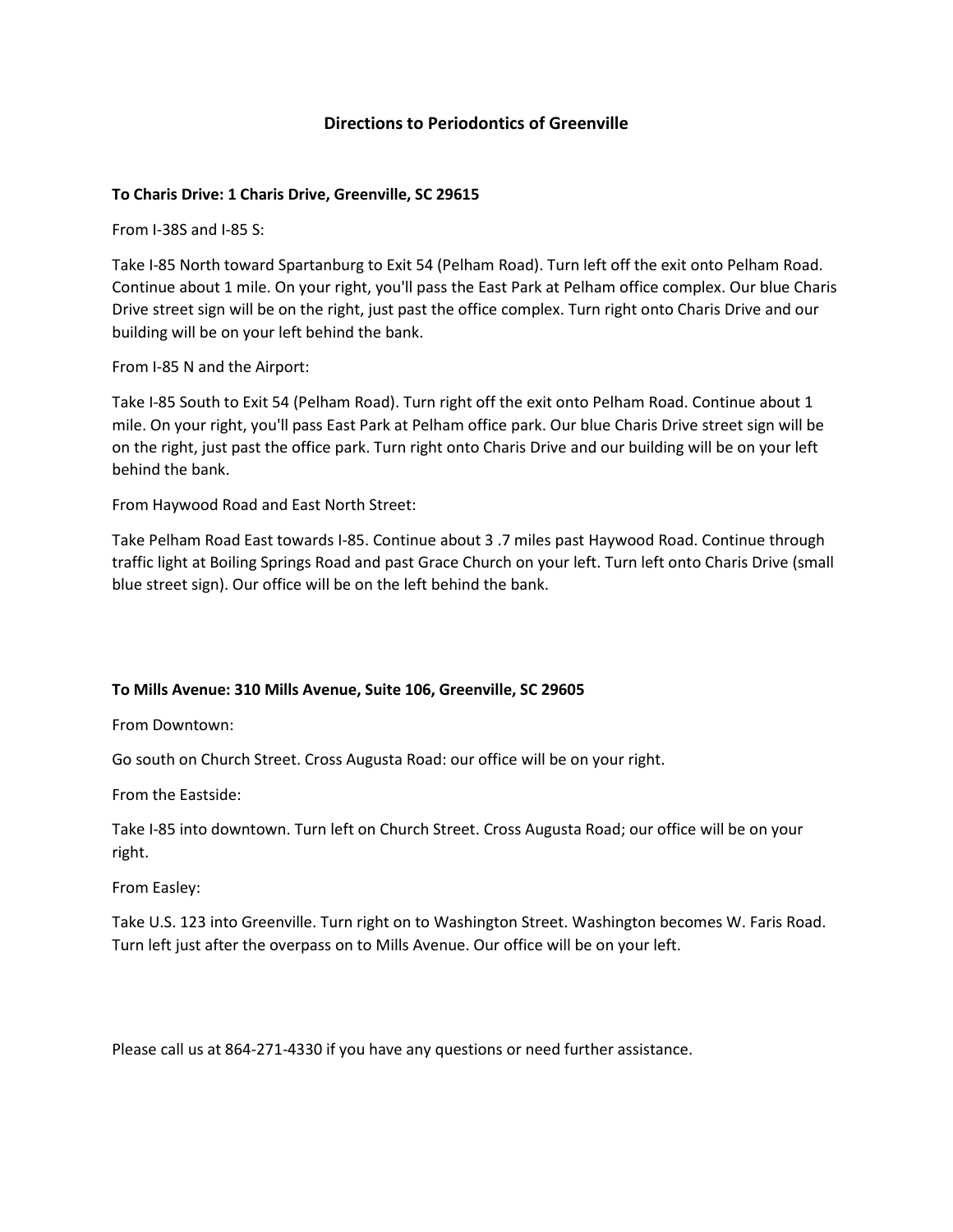# Directions to Periodontics of Greenville

**To Charis Drive: 1 Charis Drive, Greenville, SC 29615**

From I-38S and I-85 S:

Take I-85 North toward Spartanburg to Exit 54 (Pelham Road). Turn left off the exit onto Pelham Road. Continue about 1 mile. On your right, you'll pass the East Park at Pelham office complex. Our blue Charis Drive street sign will be on the right, just past the office complex. Turn right onto Charis Drive and our building will be on your left behind the bank.

From I-85 N and the Airport:

Take I-85 South to Exit 54 (Pelham Road). Turn right off the exit onto Pelham Road. Continue about 1 mile. On your right, you'll pass East Park at Pelham office park. Our blue Charis Drive street sign will be on the right, just past the office park. Turn right onto Charis Drive and our building will be on your left behind the bank.

From Haywood Road and East North Street:

Take Pelham Road East towards I-85. Continue about 3 .7 miles past Haywood Road. Continue through traffic light at Boiling Springs Road and past Grace Church on your left. Turn left onto Charis Drive (small blue street sign). Our office will be on the left behind the bank.

**To Mills Avenue: 310 Mills Avenue, Suite 106, Greenville, SC 29605**

From Downtown:

Go south on Church Street. Cross Augusta Road: our office will be on your right.

From the Eastside:

Take I-85 into downtown. Turn left on Church Street. Cross Augusta Road; our office will be on your right.

From Easley:

Take U.S. 123 into Greenville. Turn right on to Washington Street. Washington becomes W. Faris Road. Turn left just after the overpass on to Mills Avenue. Our office will be on your left.

Please call us at 864-271-4330 if you have any questions or need further assistance.